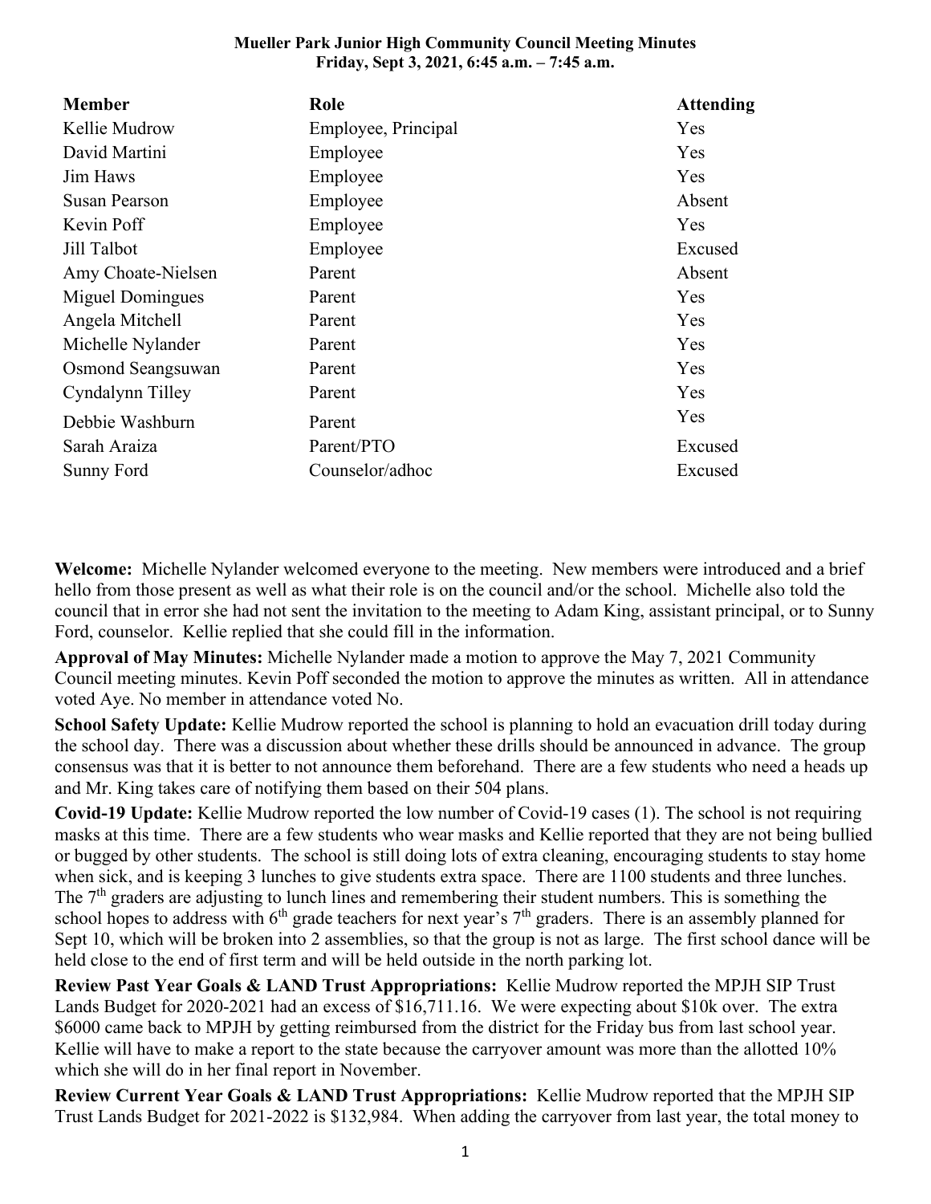**Mueller Park Junior High Community Council Meeting Minutes**
**Friday, Sept 3, 2021, 6:45 a.m. – 7:45 a.m.**

| Member | Role | Attending |
|---|---|---|
| Kellie Mudrow | Employee, Principal | Yes |
| David Martini | Employee | Yes |
| Jim Haws | Employee | Yes |
| Susan Pearson | Employee | Absent |
| Kevin Poff | Employee | Yes |
| Jill Talbot | Employee | Excused |
| Amy Choate-Nielsen | Parent | Absent |
| Miguel Domingues | Parent | Yes |
| Angela Mitchell | Parent | Yes |
| Michelle Nylander | Parent | Yes |
| Osmond Seangsuwan | Parent | Yes |
| Cyndalynn Tilley | Parent | Yes |
| Debbie Washburn | Parent | Yes |
| Sarah Araiza | Parent/PTO | Excused |
| Sunny Ford | Counselor/adhoc | Excused |

**Welcome:** Michelle Nylander welcomed everyone to the meeting. New members were introduced and a brief hello from those present as well as what their role is on the council and/or the school. Michelle also told the council that in error she had not sent the invitation to the meeting to Adam King, assistant principal, or to Sunny Ford, counselor. Kellie replied that she could fill in the information.

**Approval of May Minutes:** Michelle Nylander made a motion to approve the May 7, 2021 Community Council meeting minutes. Kevin Poff seconded the motion to approve the minutes as written. All in attendance voted Aye. No member in attendance voted No.

**School Safety Update:** Kellie Mudrow reported the school is planning to hold an evacuation drill today during the school day. There was a discussion about whether these drills should be announced in advance. The group consensus was that it is better to not announce them beforehand. There are a few students who need a heads up and Mr. King takes care of notifying them based on their 504 plans.

**Covid-19 Update:** Kellie Mudrow reported the low number of Covid-19 cases (1). The school is not requiring masks at this time. There are a few students who wear masks and Kellie reported that they are not being bullied or bugged by other students. The school is still doing lots of extra cleaning, encouraging students to stay home when sick, and is keeping 3 lunches to give students extra space. There are 1100 students and three lunches. The 7th graders are adjusting to lunch lines and remembering their student numbers. This is something the school hopes to address with 6th grade teachers for next year's 7th graders. There is an assembly planned for Sept 10, which will be broken into 2 assemblies, so that the group is not as large. The first school dance will be held close to the end of first term and will be held outside in the north parking lot.

**Review Past Year Goals & LAND Trust Appropriations:** Kellie Mudrow reported the MPJH SIP Trust Lands Budget for 2020-2021 had an excess of $16,711.16. We were expecting about $10k over. The extra $6000 came back to MPJH by getting reimbursed from the district for the Friday bus from last school year. Kellie will have to make a report to the state because the carryover amount was more than the allotted 10% which she will do in her final report in November.

**Review Current Year Goals & LAND Trust Appropriations:** Kellie Mudrow reported that the MPJH SIP Trust Lands Budget for 2021-2022 is $132,984. When adding the carryover from last year, the total money to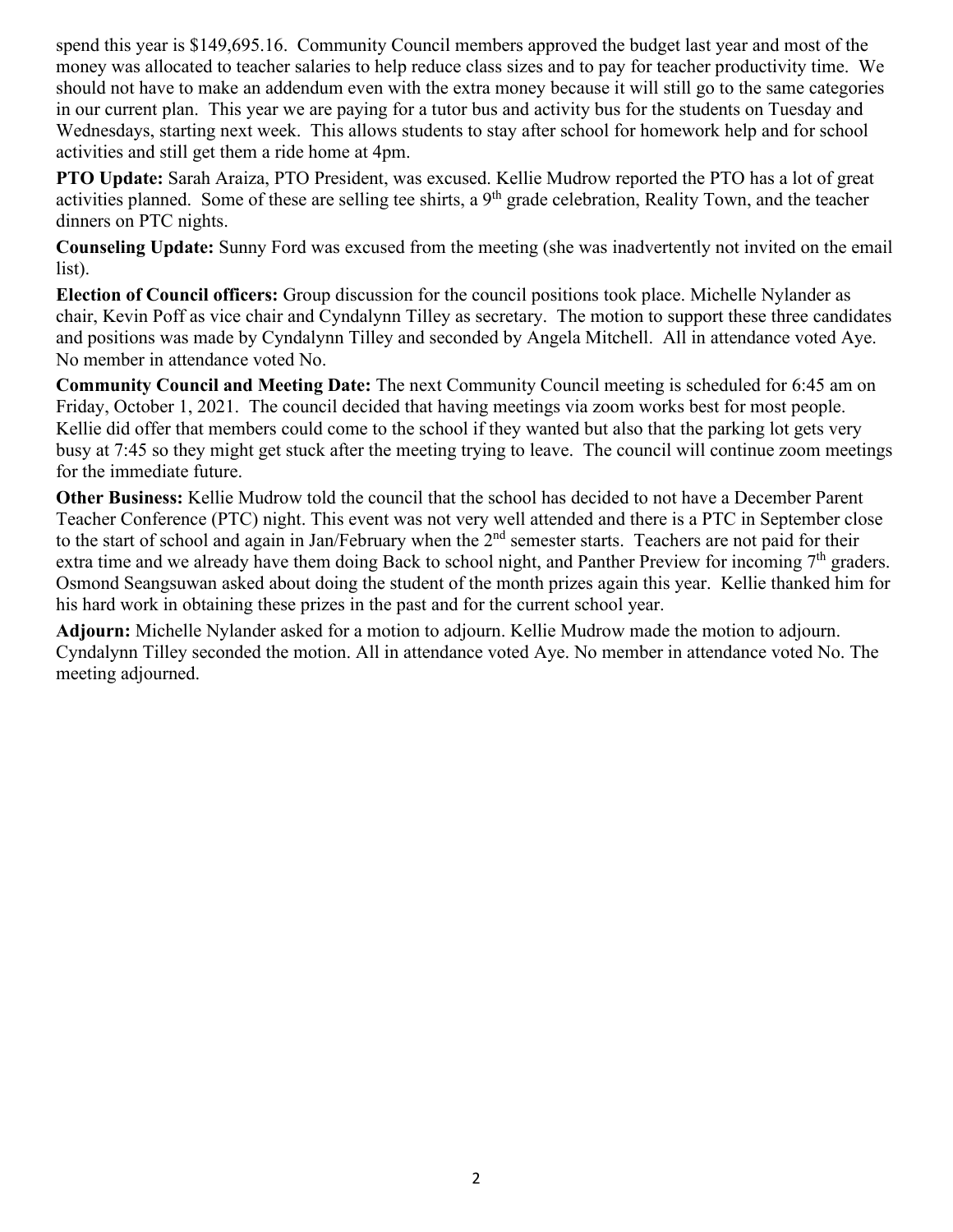spend this year is $149,695.16. Community Council members approved the budget last year and most of the money was allocated to teacher salaries to help reduce class sizes and to pay for teacher productivity time. We should not have to make an addendum even with the extra money because it will still go to the same categories in our current plan. This year we are paying for a tutor bus and activity bus for the students on Tuesday and Wednesdays, starting next week. This allows students to stay after school for homework help and for school activities and still get them a ride home at 4pm.

**PTO Update:** Sarah Araiza, PTO President, was excused. Kellie Mudrow reported the PTO has a lot of great activities planned. Some of these are selling tee shirts, a 9th grade celebration, Reality Town, and the teacher dinners on PTC nights.

**Counseling Update:** Sunny Ford was excused from the meeting (she was inadvertently not invited on the email list).

**Election of Council officers:** Group discussion for the council positions took place. Michelle Nylander as chair, Kevin Poff as vice chair and Cyndalynn Tilley as secretary. The motion to support these three candidates and positions was made by Cyndalynn Tilley and seconded by Angela Mitchell. All in attendance voted Aye. No member in attendance voted No.

**Community Council and Meeting Date:** The next Community Council meeting is scheduled for 6:45 am on Friday, October 1, 2021. The council decided that having meetings via zoom works best for most people. Kellie did offer that members could come to the school if they wanted but also that the parking lot gets very busy at 7:45 so they might get stuck after the meeting trying to leave. The council will continue zoom meetings for the immediate future.

**Other Business:** Kellie Mudrow told the council that the school has decided to not have a December Parent Teacher Conference (PTC) night. This event was not very well attended and there is a PTC in September close to the start of school and again in Jan/February when the 2nd semester starts. Teachers are not paid for their extra time and we already have them doing Back to school night, and Panther Preview for incoming 7th graders. Osmond Seangsuwan asked about doing the student of the month prizes again this year. Kellie thanked him for his hard work in obtaining these prizes in the past and for the current school year.

**Adjourn:** Michelle Nylander asked for a motion to adjourn. Kellie Mudrow made the motion to adjourn. Cyndalynn Tilley seconded the motion. All in attendance voted Aye. No member in attendance voted No. The meeting adjourned.